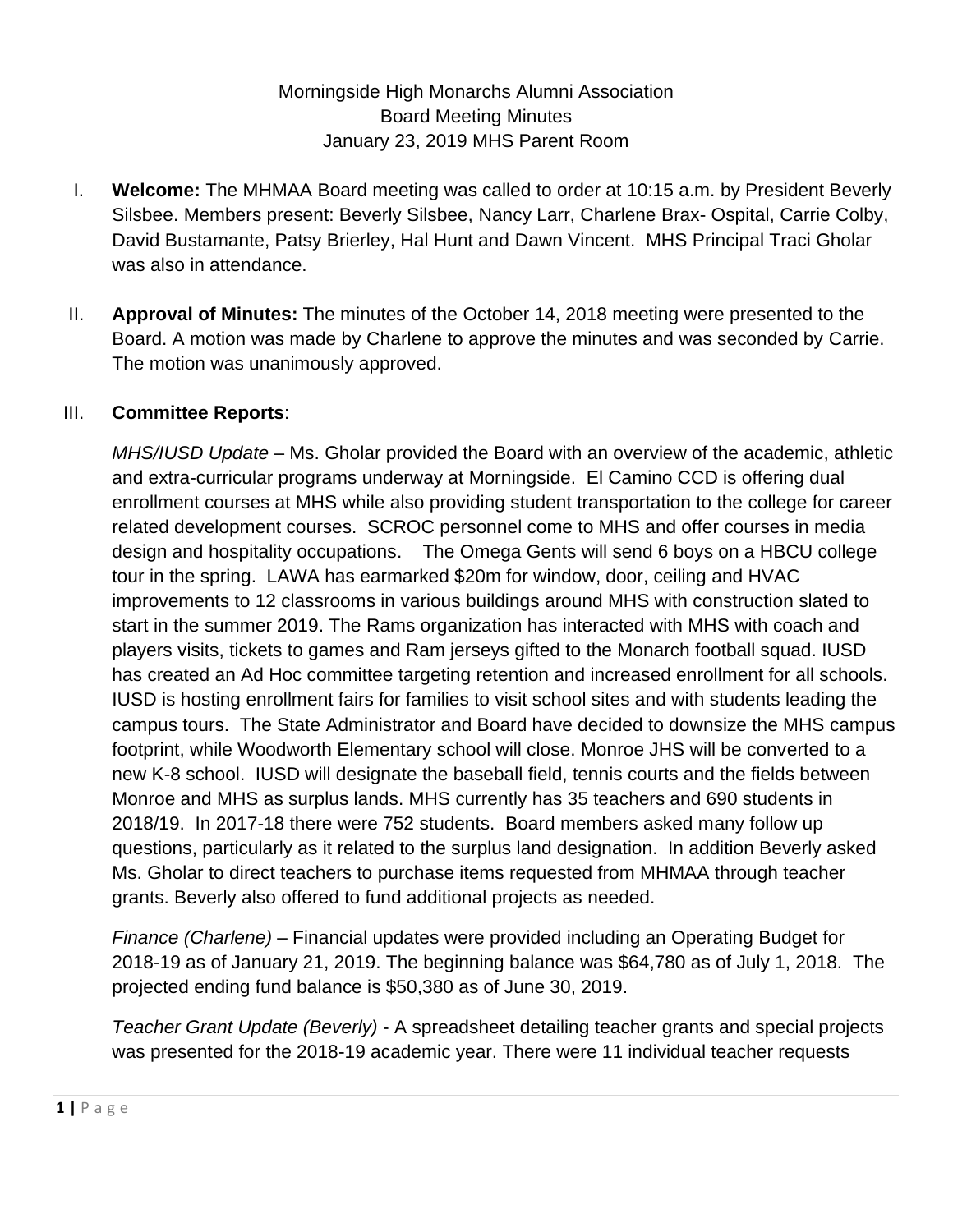Morningside High Monarchs Alumni Association
Board Meeting Minutes
January 23, 2019 MHS Parent Room

I. **Welcome:** The MHMAA Board meeting was called to order at 10:15 a.m. by President Beverly Silsbee. Members present: Beverly Silsbee, Nancy Larr, Charlene Brax- Ospital, Carrie Colby, David Bustamante, Patsy Brierley, Hal Hunt and Dawn Vincent. MHS Principal Traci Gholar was also in attendance.

II. **Approval of Minutes:** The minutes of the October 14, 2018 meeting were presented to the Board. A motion was made by Charlene to approve the minutes and was seconded by Carrie. The motion was unanimously approved.

III. **Committee Reports**:

*MHS/IUSD Update* – Ms. Gholar provided the Board with an overview of the academic, athletic and extra-curricular programs underway at Morningside. El Camino CCD is offering dual enrollment courses at MHS while also providing student transportation to the college for career related development courses. SCROC personnel come to MHS and offer courses in media design and hospitality occupations. The Omega Gents will send 6 boys on a HBCU college tour in the spring. LAWA has earmarked $20m for window, door, ceiling and HVAC improvements to 12 classrooms in various buildings around MHS with construction slated to start in the summer 2019. The Rams organization has interacted with MHS with coach and players visits, tickets to games and Ram jerseys gifted to the Monarch football squad. IUSD has created an Ad Hoc committee targeting retention and increased enrollment for all schools. IUSD is hosting enrollment fairs for families to visit school sites and with students leading the campus tours. The State Administrator and Board have decided to downsize the MHS campus footprint, while Woodworth Elementary school will close. Monroe JHS will be converted to a new K-8 school. IUSD will designate the baseball field, tennis courts and the fields between Monroe and MHS as surplus lands. MHS currently has 35 teachers and 690 students in 2018/19. In 2017-18 there were 752 students. Board members asked many follow up questions, particularly as it related to the surplus land designation. In addition Beverly asked Ms. Gholar to direct teachers to purchase items requested from MHMAA through teacher grants. Beverly also offered to fund additional projects as needed.

*Finance (Charlene)* – Financial updates were provided including an Operating Budget for 2018-19 as of January 21, 2019. The beginning balance was $64,780 as of July 1, 2018. The projected ending fund balance is $50,380 as of June 30, 2019.

*Teacher Grant Update (Beverly)* - A spreadsheet detailing teacher grants and special projects was presented for the 2018-19 academic year. There were 11 individual teacher requests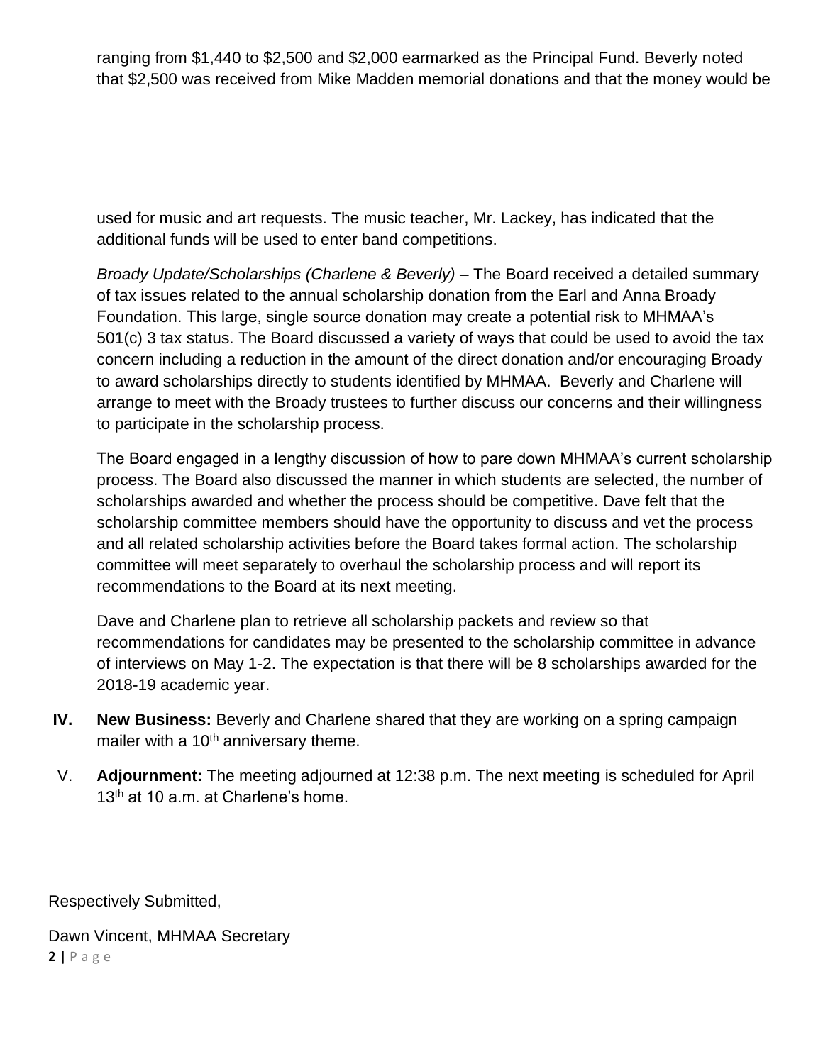ranging from $1,440 to $2,500 and $2,000 earmarked as the Principal Fund. Beverly noted that $2,500 was received from Mike Madden memorial donations and that the money would be used for music and art requests. The music teacher, Mr. Lackey, has indicated that the additional funds will be used to enter band competitions.

*Broady Update/Scholarships (Charlene & Beverly)* – The Board received a detailed summary of tax issues related to the annual scholarship donation from the Earl and Anna Broady Foundation. This large, single source donation may create a potential risk to MHMAA's 501(c) 3 tax status. The Board discussed a variety of ways that could be used to avoid the tax concern including a reduction in the amount of the direct donation and/or encouraging Broady to award scholarships directly to students identified by MHMAA. Beverly and Charlene will arrange to meet with the Broady trustees to further discuss our concerns and their willingness to participate in the scholarship process.

The Board engaged in a lengthy discussion of how to pare down MHMAA's current scholarship process. The Board also discussed the manner in which students are selected, the number of scholarships awarded and whether the process should be competitive. Dave felt that the scholarship committee members should have the opportunity to discuss and vet the process and all related scholarship activities before the Board takes formal action. The scholarship committee will meet separately to overhaul the scholarship process and will report its recommendations to the Board at its next meeting.

Dave and Charlene plan to retrieve all scholarship packets and review so that recommendations for candidates may be presented to the scholarship committee in advance of interviews on May 1-2. The expectation is that there will be 8 scholarships awarded for the 2018-19 academic year.

**IV. New Business:** Beverly and Charlene shared that they are working on a spring campaign mailer with a 10th anniversary theme.

V. **Adjournment:** The meeting adjourned at 12:38 p.m. The next meeting is scheduled for April 13th at 10 a.m. at Charlene's home.

Respectively Submitted,

Dawn Vincent, MHMAA Secretary